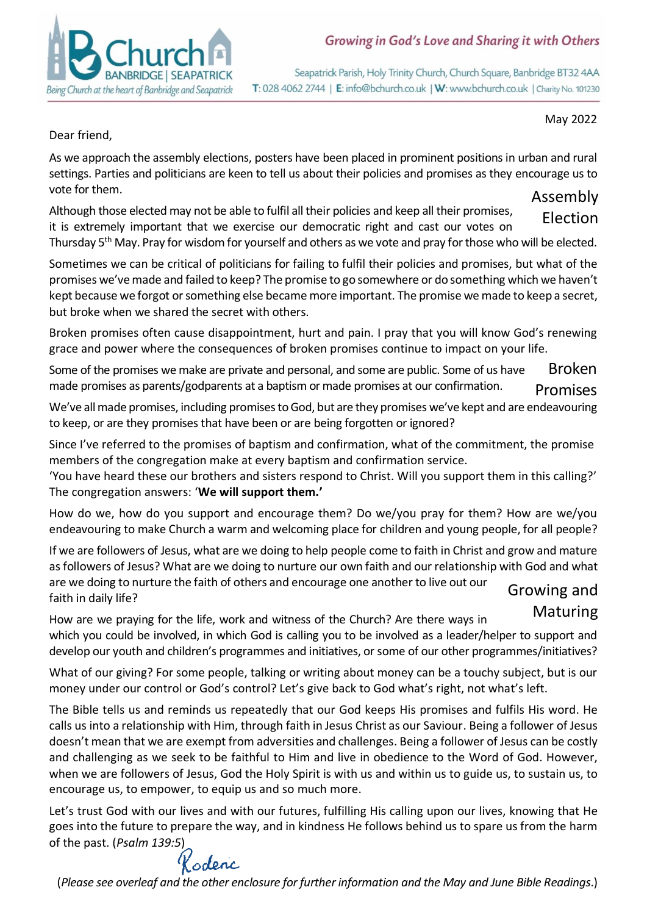Church BANBRIDGE | SEAPATRICK

*Being Church at the heart of Banbridge and Seapatrick*

**Growing in God's Love and Sharing it with Others**

Seapatrick Parish, Holy Trinity Church, Church Square, Banbridge BT32 4AA
T: 028 4062 2744 | E: info@bchurch.co.uk | W: www.bchurch.co.uk | Charity No. 101230

May 2022

Dear friend,

## Assembly Election

As we approach the assembly elections, posters have been placed in prominent positions in urban and rural settings. Parties and politicians are keen to tell us about their policies and promises as they encourage us to vote for them.

Although those elected may not be able to fulfil all their policies and keep all their promises, it is extremely important that we exercise our democratic right and cast our votes on Thursday 5th May. Pray for wisdom for yourself and others as we vote and pray for those who will be elected.

## Broken Promises

Sometimes we can be critical of politicians for failing to fulfil their policies and promises, but what of the promises we've made and failed to keep? The promise to go somewhere or do something which we haven't kept because we forgot or something else became more important. The promise we made to keep a secret, but broke when we shared the secret with others.

Broken promises often cause disappointment, hurt and pain. I pray that you will know God's renewing grace and power where the consequences of broken promises continue to impact on your life.

Some of the promises we make are private and personal, and some are public. Some of us have made promises as parents/godparents at a baptism or made promises at our confirmation.

We've all made promises, including promises to God, but are they promises we've kept and are endeavouring to keep, or are they promises that have been or are being forgotten or ignored?

Since I've referred to the promises of baptism and confirmation, what of the commitment, the promise members of the congregation make at every baptism and confirmation service.
'You have heard these our brothers and sisters respond to Christ. Will you support them in this calling?'
The congregation answers: '**We will support them.'**

How do we, how do you support and encourage them? Do we/you pray for them? How are we/you endeavouring to make Church a warm and welcoming place for children and young people, for all people?

## Growing and Maturing

If we are followers of Jesus, what are we doing to help people come to faith in Christ and grow and mature as followers of Jesus? What are we doing to nurture our own faith and our relationship with God and what are we doing to nurture the faith of others and encourage one another to live out our faith in daily life?

How are we praying for the life, work and witness of the Church? Are there ways in which you could be involved, in which God is calling you to be involved as a leader/helper to support and develop our youth and children's programmes and initiatives, or some of our other programmes/initiatives?

What of our giving? For some people, talking or writing about money can be a touchy subject, but is our money under our control or God's control? Let's give back to God what's right, not what's left.

The Bible tells us and reminds us repeatedly that our God keeps His promises and fulfils His word. He calls us into a relationship with Him, through faith in Jesus Christ as our Saviour. Being a follower of Jesus doesn't mean that we are exempt from adversities and challenges. Being a follower of Jesus can be costly and challenging as we seek to be faithful to Him and live in obedience to the Word of God. However, when we are followers of Jesus, God the Holy Spirit is with us and within us to guide us, to sustain us, to encourage us, to empower, to equip us and so much more.

Let's trust God with our lives and with our futures, fulfilling His calling upon our lives, knowing that He goes into the future to prepare the way, and in kindness He follows behind us to spare us from the harm of the past. (*Psalm 139:5*)

Roderic

(*Please see overleaf and the other enclosure for further information and the May and June Bible Readings*.)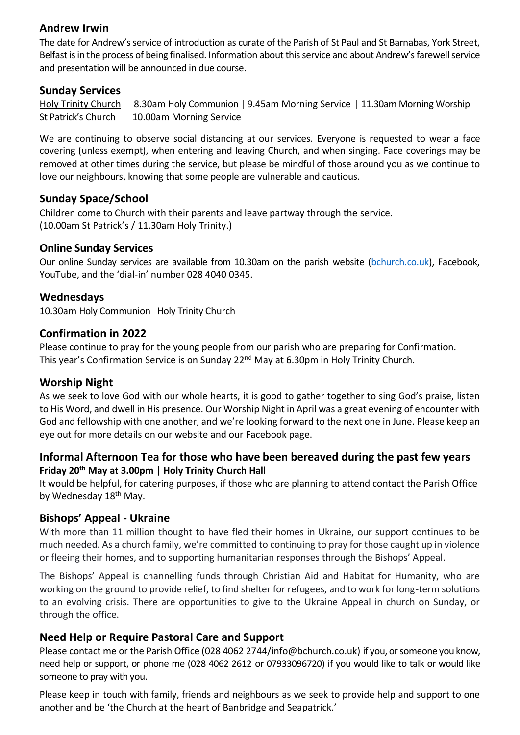## Andrew Irwin

The date for Andrew's service of introduction as curate of the Parish of St Paul and St Barnabas, York Street, Belfast is in the process of being finalised. Information about this service and about Andrew's farewell service and presentation will be announced in due course.

## Sunday Services

Holy Trinity Church 8.30am Holy Communion | 9.45am Morning Service | 11.30am Morning Worship
St Patrick's Church 10.00am Morning Service

We are continuing to observe social distancing at our services. Everyone is requested to wear a face covering (unless exempt), when entering and leaving Church, and when singing. Face coverings may be removed at other times during the service, but please be mindful of those around you as we continue to love our neighbours, knowing that some people are vulnerable and cautious.

## Sunday Space/School

Children come to Church with their parents and leave partway through the service.
(10.00am St Patrick's / 11.30am Holy Trinity.)

## Online Sunday Services

Our online Sunday services are available from 10.30am on the parish website (bchurch.co.uk), Facebook, YouTube, and the 'dial-in' number 028 4040 0345.

## Wednesdays

10.30am Holy Communion Holy Trinity Church

## Confirmation in 2022

Please continue to pray for the young people from our parish who are preparing for Confirmation.
This year's Confirmation Service is on Sunday 22nd May at 6.30pm in Holy Trinity Church.

## Worship Night

As we seek to love God with our whole hearts, it is good to gather together to sing God's praise, listen to His Word, and dwell in His presence. Our Worship Night in April was a great evening of encounter with God and fellowship with one another, and we're looking forward to the next one in June. Please keep an eye out for more details on our website and our Facebook page.

## Informal Afternoon Tea for those who have been bereaved during the past few years

**Friday 20th May at 3.00pm | Holy Trinity Church Hall**

It would be helpful, for catering purposes, if those who are planning to attend contact the Parish Office by Wednesday 18th May.

## Bishops' Appeal - Ukraine

With more than 11 million thought to have fled their homes in Ukraine, our support continues to be much needed. As a church family, we're committed to continuing to pray for those caught up in violence or fleeing their homes, and to supporting humanitarian responses through the Bishops' Appeal.

The Bishops' Appeal is channelling funds through Christian Aid and Habitat for Humanity, who are working on the ground to provide relief, to find shelter for refugees, and to work for long-term solutions to an evolving crisis. There are opportunities to give to the Ukraine Appeal in church on Sunday, or through the office.

## Need Help or Require Pastoral Care and Support

Please contact me or the Parish Office (028 4062 2744/info@bchurch.co.uk) if you, or someone you know, need help or support, or phone me (028 4062 2612 or 07933096720) if you would like to talk or would like someone to pray with you.

Please keep in touch with family, friends and neighbours as we seek to provide help and support to one another and be 'the Church at the heart of Banbridge and Seapatrick.'